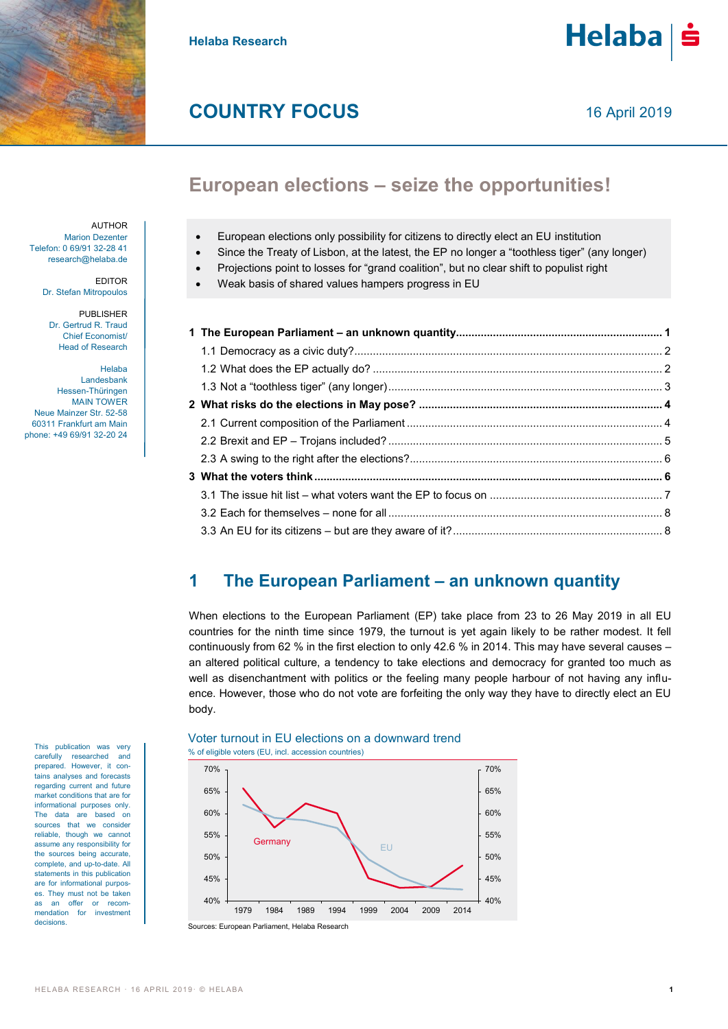Helaba Research

# COUNTRY FOCUS

16 April 2019

## European elections – seize the opportunities!

AUTHOR
Marion Dezenter
Telefon: 0 69/91 32-28 41
research@helaba.de

EDITOR
Dr. Stefan Mitropoulos

PUBLISHER
Dr. Gertrud R. Traud
Chief Economist/
Head of Research

Helaba
Landesbank
Hessen-Thüringen
MAIN TOWER
Neue Mainzer Str. 52-58
60311 Frankfurt am Main
phone: +49 69/91 32-20 24

- European elections only possibility for citizens to directly elect an EU institution
- Since the Treaty of Lisbon, at the latest, the EP no longer a "toothless tiger" (any longer)
- Projections point to losses for "grand coalition", but no clear shift to populist right
- Weak basis of shared values hampers progress in EU

**1 The European Parliament – an unknown quantity** ........ 1
1.1 Democracy as a civic duty? ........ 2
1.2 What does the EP actually do? ........ 2
1.3 Not a "toothless tiger" (any longer) ........ 3
**2 What risks do the elections in May pose?** ........ 4
2.1 Current composition of the Parliament ........ 4
2.2 Brexit and EP – Trojans included? ........ 5
2.3 A swing to the right after the elections? ........ 6
**3 What the voters think** ........ 6
3.1 The issue hit list – what voters want the EP to focus on ........ 7
3.2 Each for themselves – none for all ........ 8
3.3 An EU for its citizens – but are they aware of it? ........ 8

## 1 The European Parliament – an unknown quantity

When elections to the European Parliament (EP) take place from 23 to 26 May 2019 in all EU countries for the ninth time since 1979, the turnout is yet again likely to be rather modest. It fell continuously from 62 % in the first election to only 42.6 % in 2014. This may have several causes – an altered political culture, a tendency to take elections and democracy for granted too much as well as disenchantment with politics or the feeling many people harbour of not having any influence. However, those who do not vote are forfeiting the only way they have to directly elect an EU body.

Voter turnout in EU elections on a downward trend

% of eligible voters (EU, incl. accession countries)

Sources: European Parliament, Helaba Research

This publication was very carefully researched and prepared. However, it contains analyses and forecasts regarding current and future market conditions that are for informational purposes only. The data are based on sources that we consider reliable, though we cannot assume any responsibility for the sources being accurate, complete, and up-to-date. All statements in this publication are for informational purposes. They must not be taken as an offer or recommendation for investment decisions.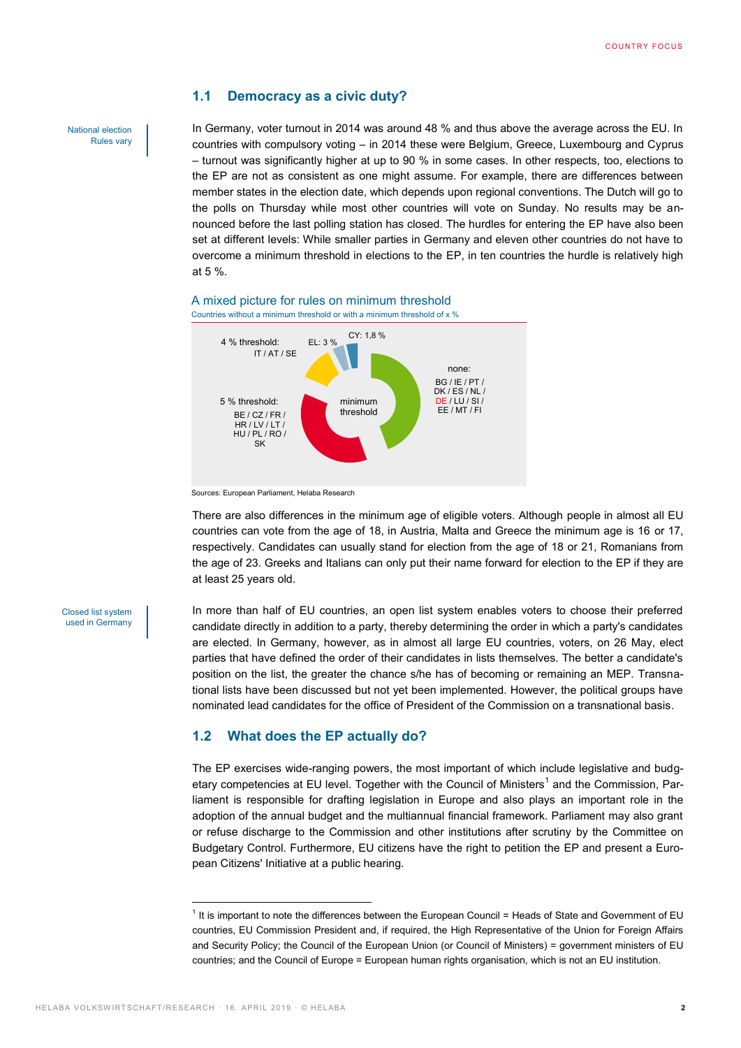## 1.1 Democracy as a civic duty?

National election Rules vary

In Germany, voter turnout in 2014 was around 48 % and thus above the average across the EU. In countries with compulsory voting – in 2014 these were Belgium, Greece, Luxembourg and Cyprus – turnout was significantly higher at up to 90 % in some cases. In other respects, too, elections to the EP are not as consistent as one might assume. For example, there are differences between member states in the election date, which depends upon regional conventions. The Dutch will go to the polls on Thursday while most other countries will vote on Sunday. No results may be announced before the last polling station has closed. The hurdles for entering the EP have also been set at different levels: While smaller parties in Germany and eleven other countries do not have to overcome a minimum threshold in elections to the EP, in ten countries the hurdle is relatively high at 5 %.

**A mixed picture for rules on minimum threshold**

Countries without a minimum threshold or with a minimum threshold of x %

minimum threshold

- none: BG / IE / PT / DK / ES / NL / DE / LU / SI / EE / MT / FI
- 5 % threshold: BE / CZ / FR / HR / LV / LT / HU / PL / RO / SK
- 4 % threshold: IT / AT / SE
- EL: 3 %
- CY: 1,8 %

Sources: European Parliament, Helaba Research

There are also differences in the minimum age of eligible voters. Although people in almost all EU countries can vote from the age of 18, in Austria, Malta and Greece the minimum age is 16 or 17, respectively. Candidates can usually stand for election from the age of 18 or 21, Romanians from the age of 23. Greeks and Italians can only put their name forward for election to the EP if they are at least 25 years old.

Closed list system used in Germany

In more than half of EU countries, an open list system enables voters to choose their preferred candidate directly in addition to a party, thereby determining the order in which a party's candidates are elected. In Germany, however, as in almost all large EU countries, voters, on 26 May, elect parties that have defined the order of their candidates in lists themselves. The better a candidate's position on the list, the greater the chance s/he has of becoming or remaining an MEP. Transnational lists have been discussed but not yet been implemented. However, the political groups have nominated lead candidates for the office of President of the Commission on a transnational basis.

## 1.2 What does the EP actually do?

The EP exercises wide-ranging powers, the most important of which include legislative and budgetary competencies at EU level. Together with the Council of Ministers[1] and the Commission, Parliament is responsible for drafting legislation in Europe and also plays an important role in the adoption of the annual budget and the multiannual financial framework. Parliament may also grant or refuse discharge to the Commission and other institutions after scrutiny by the Committee on Budgetary Control. Furthermore, EU citizens have the right to petition the EP and present a European Citizens' Initiative at a public hearing.

---

[1] It is important to note the differences between the European Council = Heads of State and Government of EU countries, EU Commission President and, if required, the High Representative of the Union for Foreign Affairs and Security Policy; the Council of the European Union (or Council of Ministers) = government ministers of EU countries; and the Council of Europe = European human rights organisation, which is not an EU institution.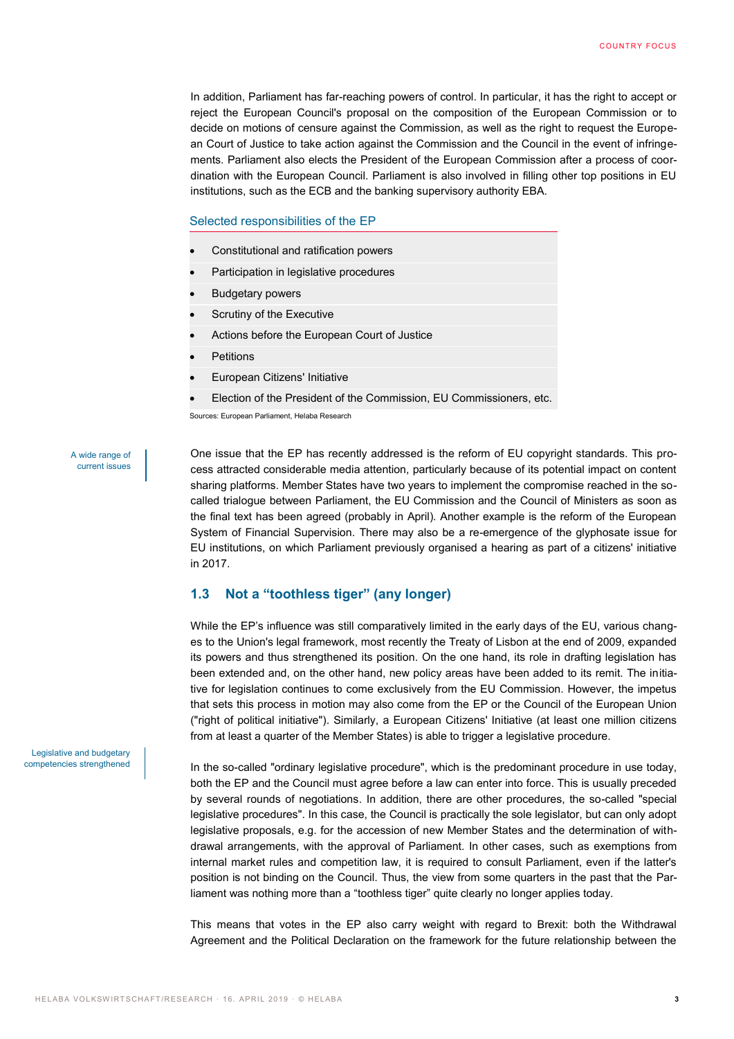In addition, Parliament has far-reaching powers of control. In particular, it has the right to accept or reject the European Council's proposal on the composition of the European Commission or to decide on motions of censure against the Commission, as well as the right to request the European Court of Justice to take action against the Commission and the Council in the event of infringements. Parliament also elects the President of the European Commission after a process of coordination with the European Council. Parliament is also involved in filling other top positions in EU institutions, such as the ECB and the banking supervisory authority EBA.

**Selected responsibilities of the EP**

- Constitutional and ratification powers
- Participation in legislative procedures
- Budgetary powers
- Scrutiny of the Executive
- Actions before the European Court of Justice
- Petitions
- European Citizens' Initiative
- Election of the President of the Commission, EU Commissioners, etc.

Sources: European Parliament, Helaba Research

*A wide range of current issues*

One issue that the EP has recently addressed is the reform of EU copyright standards. This process attracted considerable media attention, particularly because of its potential impact on content sharing platforms. Member States have two years to implement the compromise reached in the so-called trialogue between Parliament, the EU Commission and the Council of Ministers as soon as the final text has been agreed (probably in April). Another example is the reform of the European System of Financial Supervision. There may also be a re-emergence of the glyphosate issue for EU institutions, on which Parliament previously organised a hearing as part of a citizens' initiative in 2017.

## 1.3 Not a “toothless tiger” (any longer)

While the EP’s influence was still comparatively limited in the early days of the EU, various changes to the Union's legal framework, most recently the Treaty of Lisbon at the end of 2009, expanded its powers and thus strengthened its position. On the one hand, its role in drafting legislation has been extended and, on the other hand, new policy areas have been added to its remit. The initiative for legislation continues to come exclusively from the EU Commission. However, the impetus that sets this process in motion may also come from the EP or the Council of the European Union ("right of political initiative"). Similarly, a European Citizens' Initiative (at least one million citizens from at least a quarter of the Member States) is able to trigger a legislative procedure.

*Legislative and budgetary competencies strengthened*

In the so-called "ordinary legislative procedure", which is the predominant procedure in use today, both the EP and the Council must agree before a law can enter into force. This is usually preceded by several rounds of negotiations. In addition, there are other procedures, the so-called "special legislative procedures". In this case, the Council is practically the sole legislator, but can only adopt legislative proposals, e.g. for the accession of new Member States and the determination of withdrawal arrangements, with the approval of Parliament. In other cases, such as exemptions from internal market rules and competition law, it is required to consult Parliament, even if the latter's position is not binding on the Council. Thus, the view from some quarters in the past that the Parliament was nothing more than a “toothless tiger” quite clearly no longer applies today.

This means that votes in the EP also carry weight with regard to Brexit: both the Withdrawal Agreement and the Political Declaration on the framework for the future relationship between the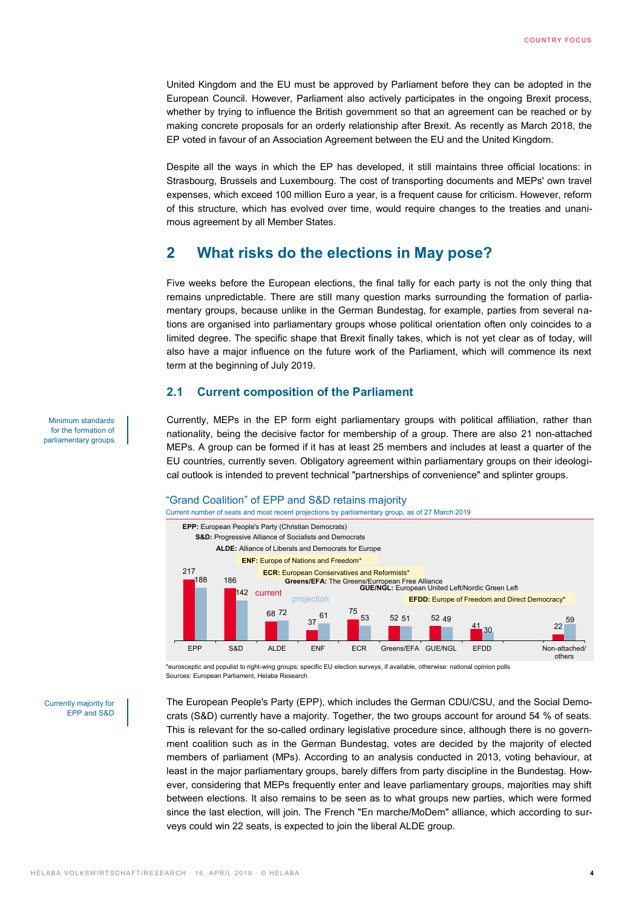United Kingdom and the EU must be approved by Parliament before they can be adopted in the European Council. However, Parliament also actively participates in the ongoing Brexit process, whether by trying to influence the British government so that an agreement can be reached or by making concrete proposals for an orderly relationship after Brexit. As recently as March 2018, the EP voted in favour of an Association Agreement between the EU and the United Kingdom.

Despite all the ways in which the EP has developed, it still maintains three official locations: in Strasbourg, Brussels and Luxembourg. The cost of transporting documents and MEPs' own travel expenses, which exceed 100 million Euro a year, is a frequent cause for criticism. However, reform of this structure, which has evolved over time, would require changes to the treaties and unanimous agreement by all Member States.

## 2 What risks do the elections in May pose?

Five weeks before the European elections, the final tally for each party is not the only thing that remains unpredictable. There are still many question marks surrounding the formation of parliamentary groups, because unlike in the German Bundestag, for example, parties from several nations are organised into parliamentary groups whose political orientation often only coincides to a limited degree. The specific shape that Brexit finally takes, which is not yet clear as of today, will also have a major influence on the future work of the Parliament, which will commence its next term at the beginning of July 2019.

### 2.1 Current composition of the Parliament

*Minimum standards for the formation of parliamentary groups*

Currently, MEPs in the EP form eight parliamentary groups with political affiliation, rather than nationality, being the decisive factor for membership of a group. There are also 21 non-attached MEPs. A group can be formed if it has at least 25 members and includes at least a quarter of the EU countries, currently seven. Obligatory agreement within parliamentary groups on their ideological outlook is intended to prevent technical "partnerships of convenience" and splinter groups.

**"Grand Coalition" of EPP and S&D retains majority**

Current number of seats and most recent projections by parliamentary group, as of 27 March 2019

- **EPP:** European People's Party (Christian Democrats)
- **S&D:** Progressive Alliance of Socialists and Democrats
- **ALDE:** Alliance of Liberals and Democrats for Europe
- **ENF:** Europe of Nations and Freedom*
- **ECR:** European Conservatives and Reformists*
- **Greens/EFA:** The Greens/European Free Alliance
- **GUE/NGL:** European United Left/Nordic Green Left
- **EFDD:** Europe of Freedom and Direct Democracy*

| Group | current | projection |
|---|---|---|
| EPP | 217 | 188 |
| S&D | 186 | 142 |
| ALDE | 68 | 72 |
| ENF | 37 | 61 |
| ECR | 75 | 53 |
| Greens/EFA | 52 | 51 |
| GUE/NGL | 52 | 49 |
| EFDD | 41 | 30 |
| Non-attached/others | 22 | 59 |

*eurosceptic and populist to right-wing groups; specific EU election surveys, if available, otherwise: national opinion polls
Sources: European Parliament, Helaba Research

*Currently majority for EPP and S&D*

The European People's Party (EPP), which includes the German CDU/CSU, and the Social Democrats (S&D) currently have a majority. Together, the two groups account for around 54 % of seats. This is relevant for the so-called ordinary legislative procedure since, although there is no government coalition such as in the German Bundestag, votes are decided by the majority of elected members of parliament (MPs). According to an analysis conducted in 2013, voting behaviour, at least in the major parliamentary groups, barely differs from party discipline in the Bundestag. However, considering that MEPs frequently enter and leave parliamentary groups, majorities may shift between elections. It also remains to be seen as to what groups new parties, which were formed since the last election, will join. The French "En marche/MoDem" alliance, which according to surveys could win 22 seats, is expected to join the liberal ALDE group.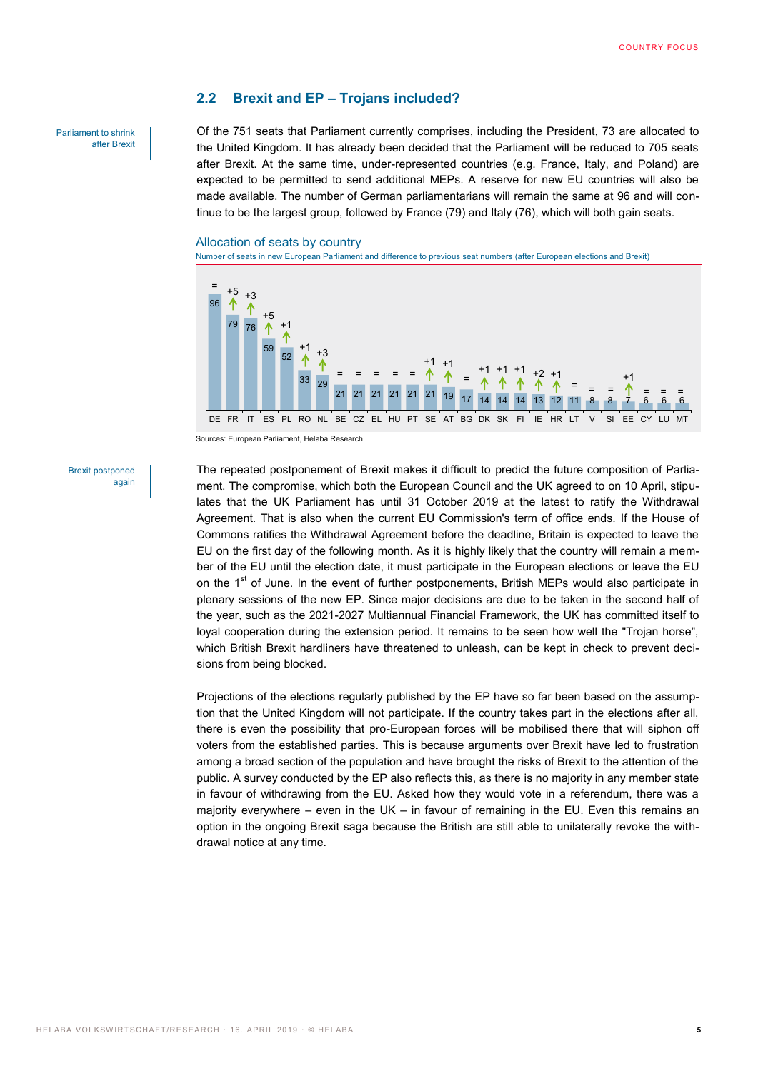## 2.2 Brexit and EP – Trojans included?

*Parliament to shrink after Brexit*

Of the 751 seats that Parliament currently comprises, including the President, 73 are allocated to the United Kingdom. It has already been decided that the Parliament will be reduced to 705 seats after Brexit. At the same time, under-represented countries (e.g. France, Italy, and Poland) are expected to be permitted to send additional MEPs. A reserve for new EU countries will also be made available. The number of German parliamentarians will remain the same at 96 and will continue to be the largest group, followed by France (79) and Italy (76), which will both gain seats.

**Allocation of seats by country**

Number of seats in new European Parliament and difference to previous seat numbers (after European elections and Brexit)

| Country | Seats | Change |
|---|---|---|
| DE | 96 | = |
| FR | 79 | +5 |
| IT | 76 | +3 |
| ES | 59 | +5 |
| PL | 52 | +1 |
| RO | 33 | +1 |
| NL | 29 | +3 |
| BE | 21 | = |
| CZ | 21 | = |
| EL | 21 | = |
| HU | 21 | = |
| PT | 21 | = |
| SE | 21 | +1 |
| AT | 19 | +1 |
| BG | 17 | = |
| DK | 14 | +1 |
| SK | 14 | +1 |
| FI | 14 | +1 |
| IE | 13 | +2 |
| HR | 12 | +1 |
| LT | 11 | = |
| V | 8 | = |
| SI | 8 | = |
| EE | 7 | +1 |
| CY | 6 | = |
| LU | 6 | = |
| MT | 6 | = |

Sources: European Parliament, Helaba Research

*Brexit postponed again*

The repeated postponement of Brexit makes it difficult to predict the future composition of Parliament. The compromise, which both the European Council and the UK agreed to on 10 April, stipulates that the UK Parliament has until 31 October 2019 at the latest to ratify the Withdrawal Agreement. That is also when the current EU Commission's term of office ends. If the House of Commons ratifies the Withdrawal Agreement before the deadline, Britain is expected to leave the EU on the first day of the following month. As it is highly likely that the country will remain a member of the EU until the election date, it must participate in the European elections or leave the EU on the 1st of June. In the event of further postponements, British MEPs would also participate in plenary sessions of the new EP. Since major decisions are due to be taken in the second half of the year, such as the 2021-2027 Multiannual Financial Framework, the UK has committed itself to loyal cooperation during the extension period. It remains to be seen how well the "Trojan horse", which British Brexit hardliners have threatened to unleash, can be kept in check to prevent decisions from being blocked.

Projections of the elections regularly published by the EP have so far been based on the assumption that the United Kingdom will not participate. If the country takes part in the elections after all, there is even the possibility that pro-European forces will be mobilised there that will siphon off voters from the established parties. This is because arguments over Brexit have led to frustration among a broad section of the population and have brought the risks of Brexit to the attention of the public. A survey conducted by the EP also reflects this, as there is no majority in any member state in favour of withdrawing from the EU. Asked how they would vote in a referendum, there was a majority everywhere – even in the UK – in favour of remaining in the EU. Even this remains an option in the ongoing Brexit saga because the British are still able to unilaterally revoke the withdrawal notice at any time.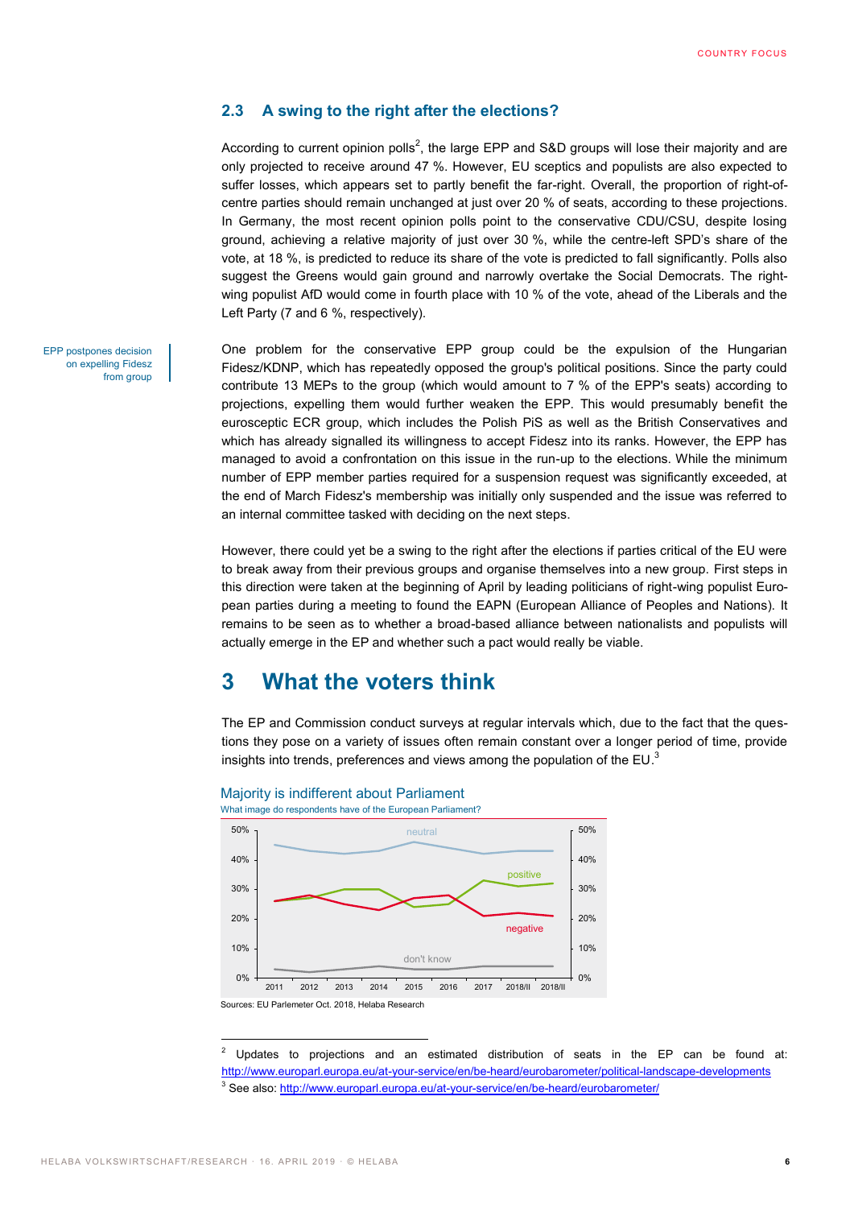### 2.3 A swing to the right after the elections?

According to current opinion polls[2], the large EPP and S&D groups will lose their majority and are only projected to receive around 47 %. However, EU sceptics and populists are also expected to suffer losses, which appears set to partly benefit the far-right. Overall, the proportion of right-of-centre parties should remain unchanged at just over 20 % of seats, according to these projections. In Germany, the most recent opinion polls point to the conservative CDU/CSU, despite losing ground, achieving a relative majority of just over 30 %, while the centre-left SPD's share of the vote, at 18 %, is predicted to reduce its share of the vote is predicted to fall significantly. Polls also suggest the Greens would gain ground and narrowly overtake the Social Democrats. The right-wing populist AfD would come in fourth place with 10 % of the vote, ahead of the Liberals and the Left Party (7 and 6 %, respectively).

EPP postpones decision on expelling Fidesz from group

One problem for the conservative EPP group could be the expulsion of the Hungarian Fidesz/KDNP, which has repeatedly opposed the group's political positions. Since the party could contribute 13 MEPs to the group (which would amount to 7 % of the EPP's seats) according to projections, expelling them would further weaken the EPP. This would presumably benefit the eurosceptic ECR group, which includes the Polish PiS as well as the British Conservatives and which has already signalled its willingness to accept Fidesz into its ranks. However, the EPP has managed to avoid a confrontation on this issue in the run-up to the elections. While the minimum number of EPP member parties required for a suspension request was significantly exceeded, at the end of March Fidesz's membership was initially only suspended and the issue was referred to an internal committee tasked with deciding on the next steps.

However, there could yet be a swing to the right after the elections if parties critical of the EU were to break away from their previous groups and organise themselves into a new group. First steps in this direction were taken at the beginning of April by leading politicians of right-wing populist European parties during a meeting to found the EAPN (European Alliance of Peoples and Nations). It remains to be seen as to whether a broad-based alliance between nationalists and populists will actually emerge in the EP and whether such a pact would really be viable.

# 3 What the voters think

The EP and Commission conduct surveys at regular intervals which, due to the fact that the questions they pose on a variety of issues often remain constant over a longer period of time, provide insights into trends, preferences and views among the population of the EU.[3]

**Majority is indifferent about Parliament**

What image do respondents have of the European Parliament?

Sources: EU Parlemeter Oct. 2018, Helaba Research

---

[2] Updates to projections and an estimated distribution of seats in the EP can be found at: http://www.europarl.europa.eu/at-your-service/en/be-heard/eurobarometer/political-landscape-developments

[3] See also: http://www.europarl.europa.eu/at-your-service/en/be-heard/eurobarometer/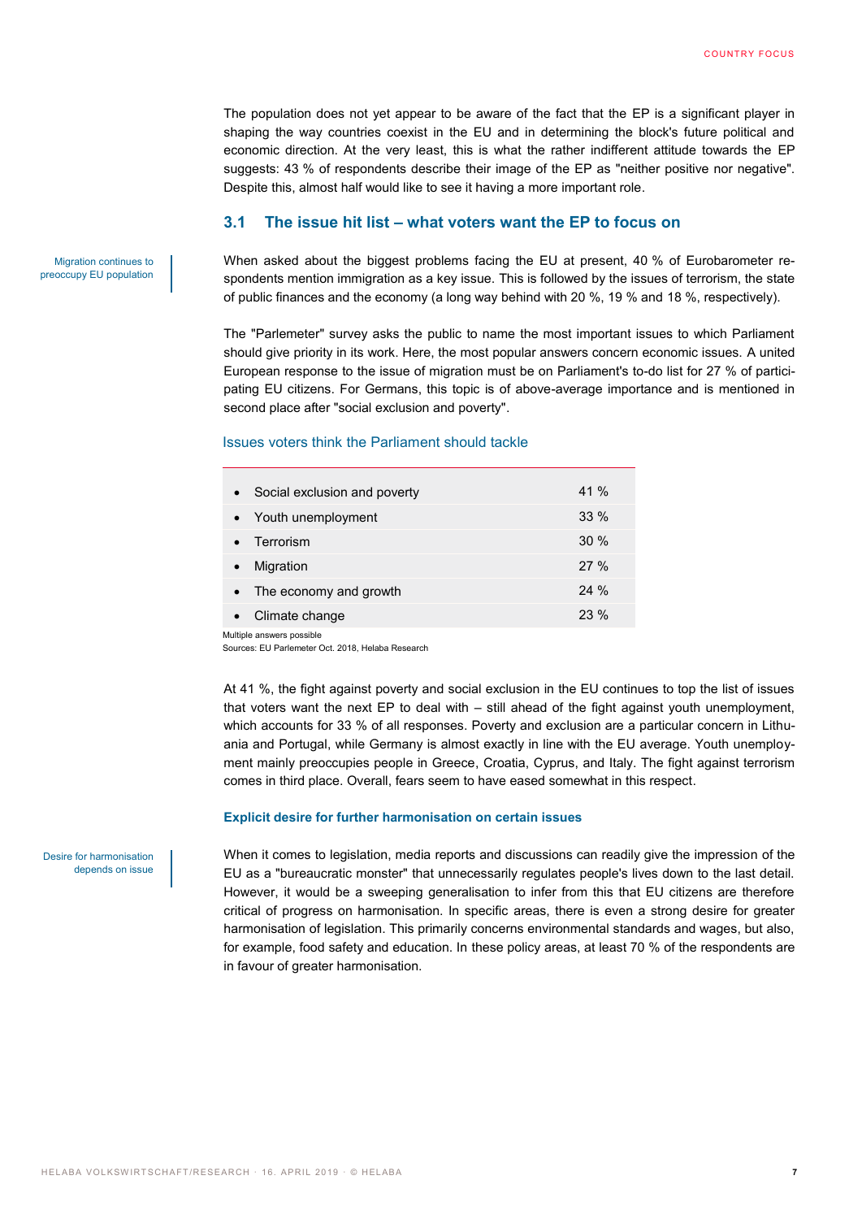The population does not yet appear to be aware of the fact that the EP is a significant player in shaping the way countries coexist in the EU and in determining the block's future political and economic direction. At the very least, this is what the rather indifferent attitude towards the EP suggests: 43 % of respondents describe their image of the EP as "neither positive nor negative". Despite this, almost half would like to see it having a more important role.

## 3.1 The issue hit list – what voters want the EP to focus on

Migration continues to preoccupy EU population

When asked about the biggest problems facing the EU at present, 40 % of Eurobarometer respondents mention immigration as a key issue. This is followed by the issues of terrorism, the state of public finances and the economy (a long way behind with 20 %, 19 % and 18 %, respectively).

The "Parlemeter" survey asks the public to name the most important issues to which Parliament should give priority in its work. Here, the most popular answers concern economic issues. A united European response to the issue of migration must be on Parliament's to-do list for 27 % of participating EU citizens. For Germans, this topic is of above-average importance and is mentioned in second place after "social exclusion and poverty".

### Issues voters think the Parliament should tackle

| Issue | Share |
| --- | --- |
| Social exclusion and poverty | 41 % |
| Youth unemployment | 33 % |
| Terrorism | 30 % |
| Migration | 27 % |
| The economy and growth | 24 % |
| Climate change | 23 % |

Multiple answers possible
Sources: EU Parlemeter Oct. 2018, Helaba Research

At 41 %, the fight against poverty and social exclusion in the EU continues to top the list of issues that voters want the next EP to deal with – still ahead of the fight against youth unemployment, which accounts for 33 % of all responses. Poverty and exclusion are a particular concern in Lithuania and Portugal, while Germany is almost exactly in line with the EU average. Youth unemployment mainly preoccupies people in Greece, Croatia, Cyprus, and Italy. The fight against terrorism comes in third place. Overall, fears seem to have eased somewhat in this respect.

**Explicit desire for further harmonisation on certain issues**

Desire for harmonisation depends on issue

When it comes to legislation, media reports and discussions can readily give the impression of the EU as a "bureaucratic monster" that unnecessarily regulates people's lives down to the last detail. However, it would be a sweeping generalisation to infer from this that EU citizens are therefore critical of progress on harmonisation. In specific areas, there is even a strong desire for greater harmonisation of legislation. This primarily concerns environmental standards and wages, but also, for example, food safety and education. In these policy areas, at least 70 % of the respondents are in favour of greater harmonisation.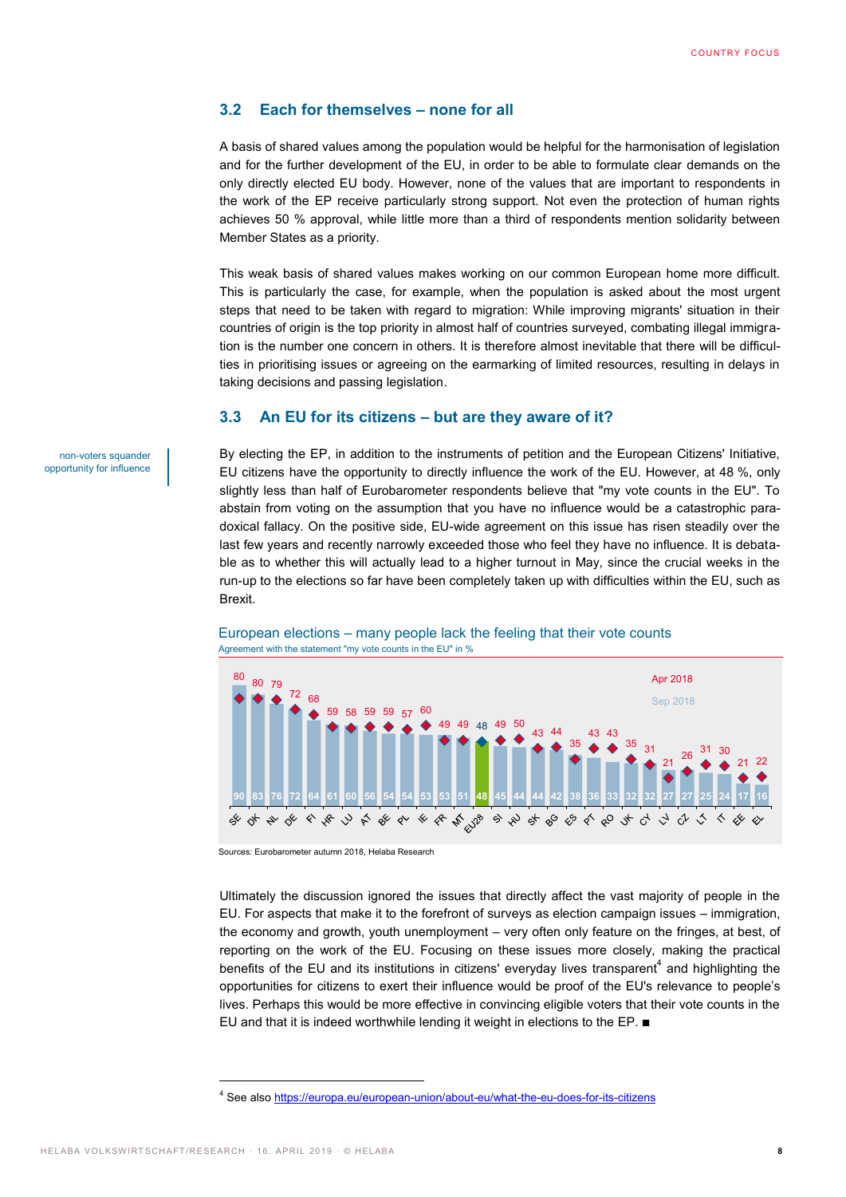## 3.2 Each for themselves – none for all

A basis of shared values among the population would be helpful for the harmonisation of legislation and for the further development of the EU, in order to be able to formulate clear demands on the only directly elected EU body. However, none of the values that are important to respondents in the work of the EP receive particularly strong support. Not even the protection of human rights achieves 50 % approval, while little more than a third of respondents mention solidarity between Member States as a priority.

This weak basis of shared values makes working on our common European home more difficult. This is particularly the case, for example, when the population is asked about the most urgent steps that need to be taken with regard to migration: While improving migrants' situation in their countries of origin is the top priority in almost half of countries surveyed, combating illegal immigration is the number one concern in others. It is therefore almost inevitable that there will be difficulties in prioritising issues or agreeing on the earmarking of limited resources, resulting in delays in taking decisions and passing legislation.

## 3.3 An EU for its citizens – but are they aware of it?

non-voters squander opportunity for influence

By electing the EP, in addition to the instruments of petition and the European Citizens' Initiative, EU citizens have the opportunity to directly influence the work of the EU. However, at 48 %, only slightly less than half of Eurobarometer respondents believe that "my vote counts in the EU". To abstain from voting on the assumption that you have no influence would be a catastrophic paradoxical fallacy. On the positive side, EU-wide agreement on this issue has risen steadily over the last few years and recently narrowly exceeded those who feel they have no influence. It is debatable as to whether this will actually lead to a higher turnout in May, since the crucial weeks in the run-up to the elections so far have been completely taken up with difficulties within the EU, such as Brexit.

European elections – many people lack the feeling that their vote counts

Agreement with the statement "my vote counts in the EU" in %

Apr 2018

Sep 2018

SE DK NL DE FI HR LU AT BE PL IE FR MT EU28 SI HU SK BG ES PT RO UK CY LV CZ LT IT EE EL

Apr 2018: 80 80 79 72 68 59 58 59 59 57 60 49 49 48 49 50 43 44 35 43 43 35 31 21 26 31 30 21 22

Sep 2018: 90 83 76 72 64 61 60 56 54 54 53 53 51 48 45 44 44 42 38 36 33 32 32 27 27 25 24 17 16

Sources: Eurobarometer autumn 2018, Helaba Research

Ultimately the discussion ignored the issues that directly affect the vast majority of people in the EU. For aspects that make it to the forefront of surveys as election campaign issues – immigration, the economy and growth, youth unemployment – very often only feature on the fringes, at best, of reporting on the work of the EU. Focusing on these issues more closely, making the practical benefits of the EU and its institutions in citizens' everyday lives transparent[4] and highlighting the opportunities for citizens to exert their influence would be proof of the EU's relevance to people's lives. Perhaps this would be more effective in convincing eligible voters that their vote counts in the EU and that it is indeed worthwhile lending it weight in elections to the EP. ■

[4] See also https://europa.eu/european-union/about-eu/what-the-eu-does-for-its-citizens